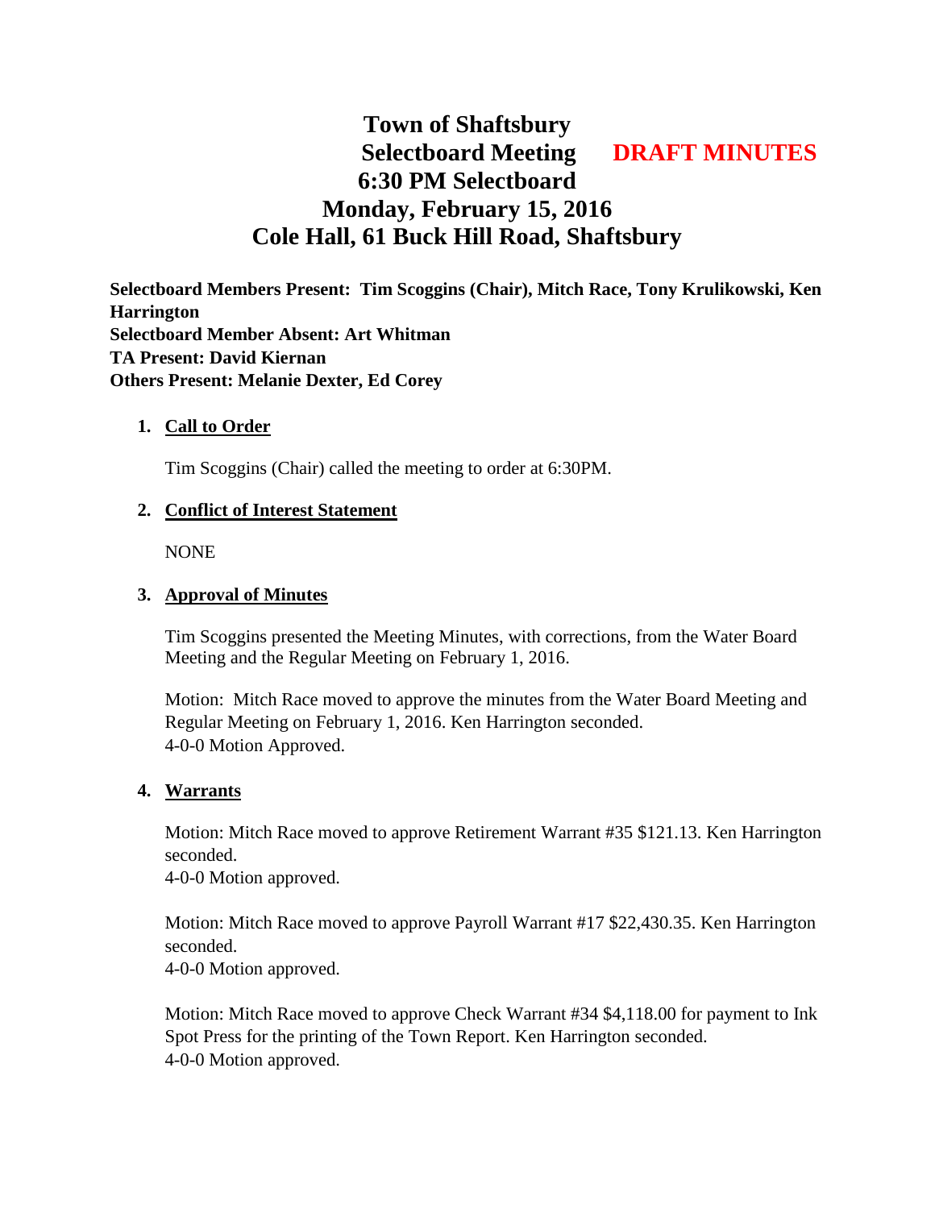# Town of Shaftsbury
# Selectboard Meeting **DRAFT MINUTES**
# 6:30 PM Selectboard
# Monday, February 15, 2016
# Cole Hall, 61 Buck Hill Road, Shaftsbury

**Selectboard Members Present: Tim Scoggins (Chair), Mitch Race, Tony Krulikowski, Ken Harrington**
**Selectboard Member Absent: Art Whitman**
**TA Present: David Kiernan**
**Others Present: Melanie Dexter, Ed Corey**

1. **Call to Order**

   Tim Scoggins (Chair) called the meeting to order at 6:30PM.

2. **Conflict of Interest Statement**

   NONE

3. **Approval of Minutes**

   Tim Scoggins presented the Meeting Minutes, with corrections, from the Water Board Meeting and the Regular Meeting on February 1, 2016.

   Motion: Mitch Race moved to approve the minutes from the Water Board Meeting and Regular Meeting on February 1, 2016. Ken Harrington seconded.
   4-0-0 Motion Approved.

4. **Warrants**

   Motion: Mitch Race moved to approve Retirement Warrant #35 $121.13. Ken Harrington seconded.
   4-0-0 Motion approved.

   Motion: Mitch Race moved to approve Payroll Warrant #17 $22,430.35. Ken Harrington seconded.
   4-0-0 Motion approved.

   Motion: Mitch Race moved to approve Check Warrant #34 $4,118.00 for payment to Ink Spot Press for the printing of the Town Report. Ken Harrington seconded.
   4-0-0 Motion approved.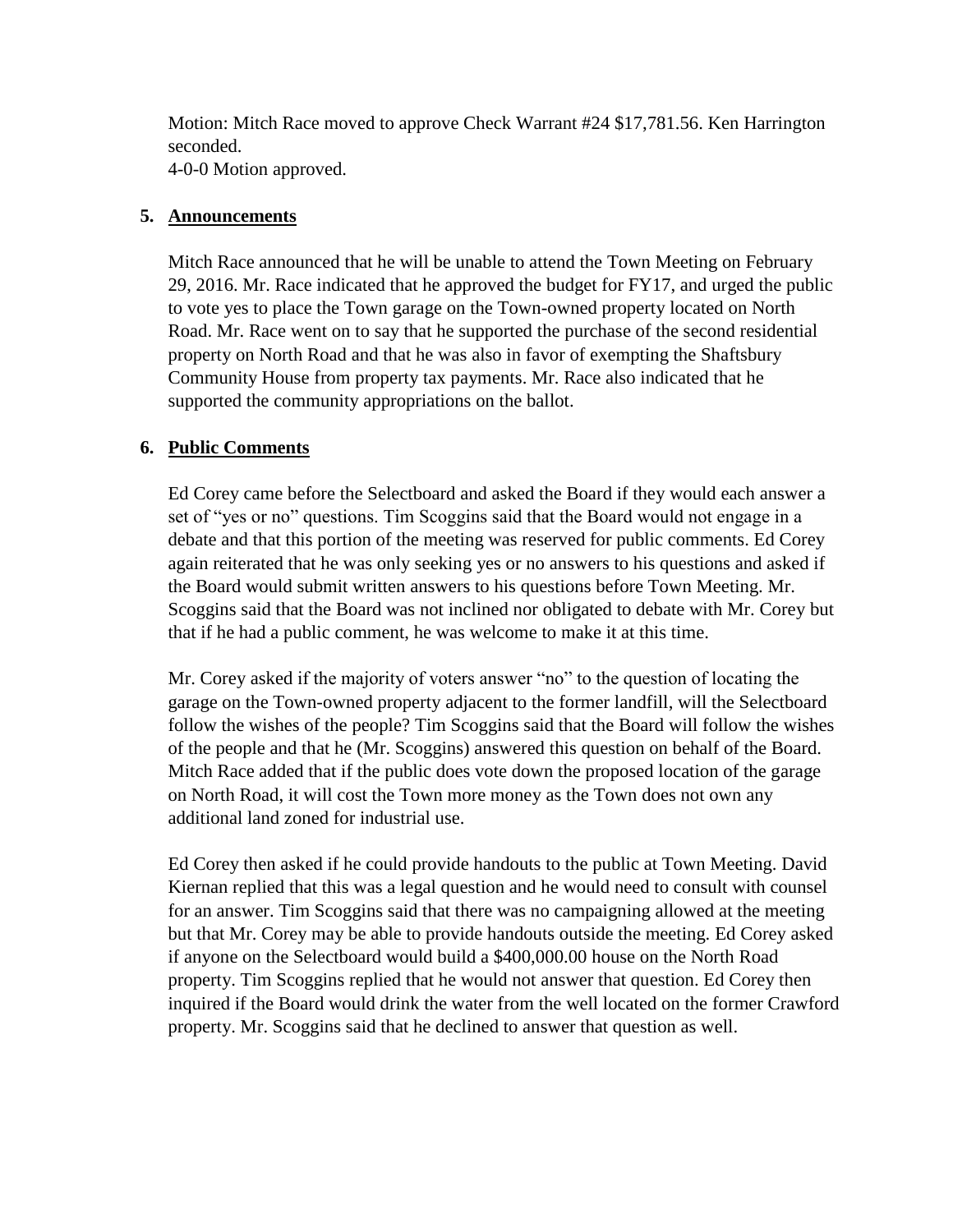Motion: Mitch Race moved to approve Check Warrant #24 $17,781.56. Ken Harrington seconded.
4-0-0 Motion approved.

5. **Announcements**

Mitch Race announced that he will be unable to attend the Town Meeting on February 29, 2016. Mr. Race indicated that he approved the budget for FY17, and urged the public to vote yes to place the Town garage on the Town-owned property located on North Road. Mr. Race went on to say that he supported the purchase of the second residential property on North Road and that he was also in favor of exempting the Shaftsbury Community House from property tax payments. Mr. Race also indicated that he supported the community appropriations on the ballot.

6. **Public Comments**

Ed Corey came before the Selectboard and asked the Board if they would each answer a set of "yes or no" questions. Tim Scoggins said that the Board would not engage in a debate and that this portion of the meeting was reserved for public comments. Ed Corey again reiterated that he was only seeking yes or no answers to his questions and asked if the Board would submit written answers to his questions before Town Meeting. Mr. Scoggins said that the Board was not inclined nor obligated to debate with Mr. Corey but that if he had a public comment, he was welcome to make it at this time.

Mr. Corey asked if the majority of voters answer "no" to the question of locating the garage on the Town-owned property adjacent to the former landfill, will the Selectboard follow the wishes of the people? Tim Scoggins said that the Board will follow the wishes of the people and that he (Mr. Scoggins) answered this question on behalf of the Board. Mitch Race added that if the public does vote down the proposed location of the garage on North Road, it will cost the Town more money as the Town does not own any additional land zoned for industrial use.

Ed Corey then asked if he could provide handouts to the public at Town Meeting. David Kiernan replied that this was a legal question and he would need to consult with counsel for an answer. Tim Scoggins said that there was no campaigning allowed at the meeting but that Mr. Corey may be able to provide handouts outside the meeting. Ed Corey asked if anyone on the Selectboard would build a $400,000.00 house on the North Road property. Tim Scoggins replied that he would not answer that question. Ed Corey then inquired if the Board would drink the water from the well located on the former Crawford property. Mr. Scoggins said that he declined to answer that question as well.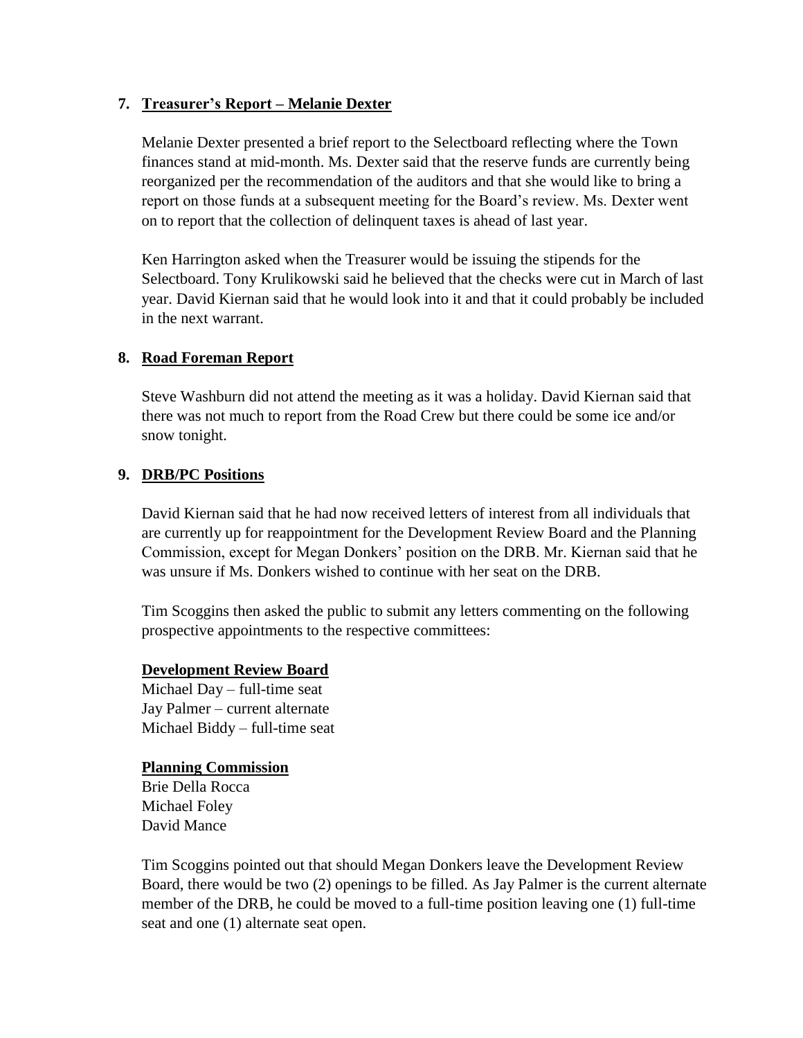## 7. **Treasurer's Report – Melanie Dexter**

Melanie Dexter presented a brief report to the Selectboard reflecting where the Town finances stand at mid-month. Ms. Dexter said that the reserve funds are currently being reorganized per the recommendation of the auditors and that she would like to bring a report on those funds at a subsequent meeting for the Board's review. Ms. Dexter went on to report that the collection of delinquent taxes is ahead of last year.

Ken Harrington asked when the Treasurer would be issuing the stipends for the Selectboard. Tony Krulikowski said he believed that the checks were cut in March of last year. David Kiernan said that he would look into it and that it could probably be included in the next warrant.

## 8. **Road Foreman Report**

Steve Washburn did not attend the meeting as it was a holiday. David Kiernan said that there was not much to report from the Road Crew but there could be some ice and/or snow tonight.

## 9. **DRB/PC Positions**

David Kiernan said that he had now received letters of interest from all individuals that are currently up for reappointment for the Development Review Board and the Planning Commission, except for Megan Donkers' position on the DRB. Mr. Kiernan said that he was unsure if Ms. Donkers wished to continue with her seat on the DRB.

Tim Scoggins then asked the public to submit any letters commenting on the following prospective appointments to the respective committees:

**Development Review Board**

Michael Day – full-time seat
Jay Palmer – current alternate
Michael Biddy – full-time seat

**Planning Commission**

Brie Della Rocca
Michael Foley
David Mance

Tim Scoggins pointed out that should Megan Donkers leave the Development Review Board, there would be two (2) openings to be filled. As Jay Palmer is the current alternate member of the DRB, he could be moved to a full-time position leaving one (1) full-time seat and one (1) alternate seat open.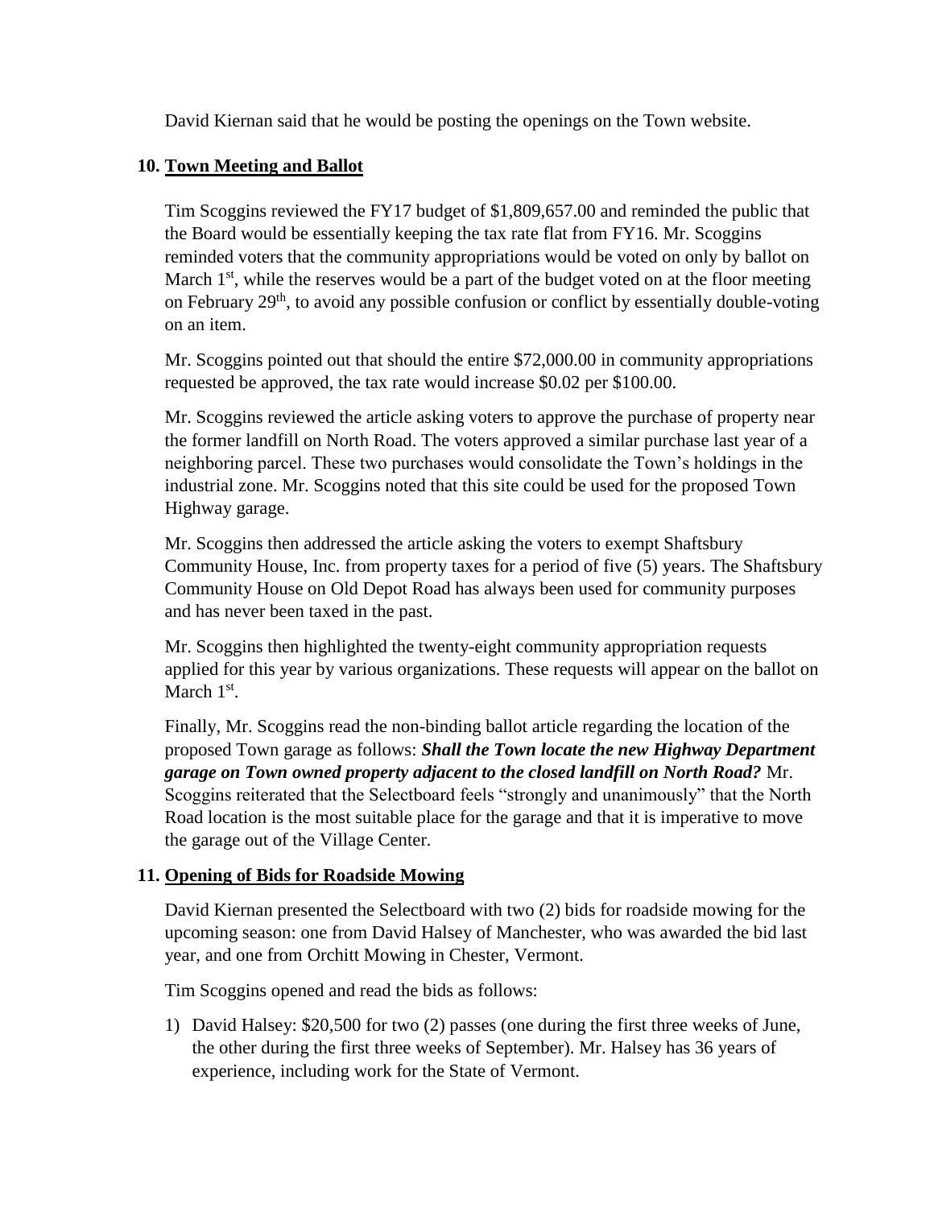David Kiernan said that he would be posting the openings on the Town website.

## 10. Town Meeting and Ballot

Tim Scoggins reviewed the FY17 budget of $1,809,657.00 and reminded the public that the Board would be essentially keeping the tax rate flat from FY16. Mr. Scoggins reminded voters that the community appropriations would be voted on only by ballot on March 1st, while the reserves would be a part of the budget voted on at the floor meeting on February 29th, to avoid any possible confusion or conflict by essentially double-voting on an item.

Mr. Scoggins pointed out that should the entire $72,000.00 in community appropriations requested be approved, the tax rate would increase $0.02 per $100.00.

Mr. Scoggins reviewed the article asking voters to approve the purchase of property near the former landfill on North Road. The voters approved a similar purchase last year of a neighboring parcel. These two purchases would consolidate the Town's holdings in the industrial zone. Mr. Scoggins noted that this site could be used for the proposed Town Highway garage.

Mr. Scoggins then addressed the article asking the voters to exempt Shaftsbury Community House, Inc. from property taxes for a period of five (5) years. The Shaftsbury Community House on Old Depot Road has always been used for community purposes and has never been taxed in the past.

Mr. Scoggins then highlighted the twenty-eight community appropriation requests applied for this year by various organizations. These requests will appear on the ballot on March 1st.

Finally, Mr. Scoggins read the non-binding ballot article regarding the location of the proposed Town garage as follows: ***Shall the Town locate the new Highway Department garage on Town owned property adjacent to the closed landfill on North Road?*** Mr. Scoggins reiterated that the Selectboard feels "strongly and unanimously" that the North Road location is the most suitable place for the garage and that it is imperative to move the garage out of the Village Center.

## 11. Opening of Bids for Roadside Mowing

David Kiernan presented the Selectboard with two (2) bids for roadside mowing for the upcoming season: one from David Halsey of Manchester, who was awarded the bid last year, and one from Orchitt Mowing in Chester, Vermont.

Tim Scoggins opened and read the bids as follows:

1) David Halsey: $20,500 for two (2) passes (one during the first three weeks of June, the other during the first three weeks of September). Mr. Halsey has 36 years of experience, including work for the State of Vermont.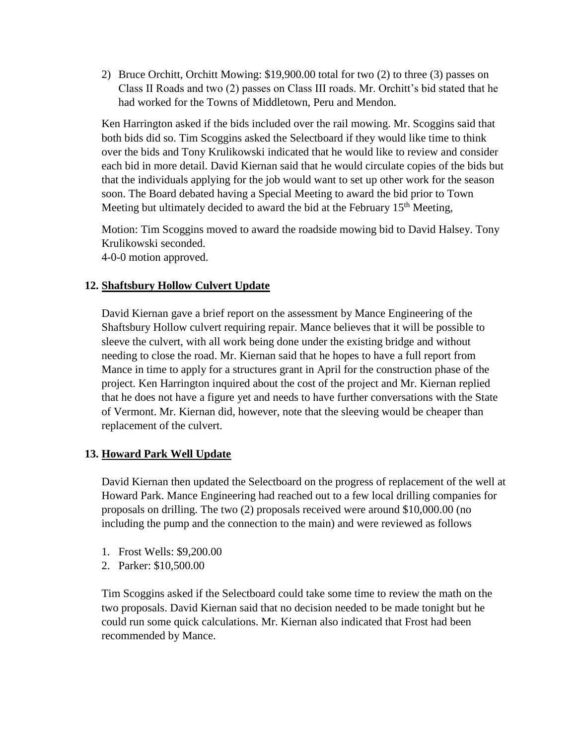2) Bruce Orchitt, Orchitt Mowing: $19,900.00 total for two (2) to three (3) passes on Class II Roads and two (2) passes on Class III roads. Mr. Orchitt's bid stated that he had worked for the Towns of Middletown, Peru and Mendon.

Ken Harrington asked if the bids included over the rail mowing. Mr. Scoggins said that both bids did so. Tim Scoggins asked the Selectboard if they would like time to think over the bids and Tony Krulikowski indicated that he would like to review and consider each bid in more detail. David Kiernan said that he would circulate copies of the bids but that the individuals applying for the job would want to set up other work for the season soon. The Board debated having a Special Meeting to award the bid prior to Town Meeting but ultimately decided to award the bid at the February 15th Meeting,

Motion: Tim Scoggins moved to award the roadside mowing bid to David Halsey. Tony Krulikowski seconded.
4-0-0 motion approved.

**12. Shaftsbury Hollow Culvert Update**

David Kiernan gave a brief report on the assessment by Mance Engineering of the Shaftsbury Hollow culvert requiring repair. Mance believes that it will be possible to sleeve the culvert, with all work being done under the existing bridge and without needing to close the road. Mr. Kiernan said that he hopes to have a full report from Mance in time to apply for a structures grant in April for the construction phase of the project. Ken Harrington inquired about the cost of the project and Mr. Kiernan replied that he does not have a figure yet and needs to have further conversations with the State of Vermont. Mr. Kiernan did, however, note that the sleeving would be cheaper than replacement of the culvert.

**13. Howard Park Well Update**

David Kiernan then updated the Selectboard on the progress of replacement of the well at Howard Park. Mance Engineering had reached out to a few local drilling companies for proposals on drilling. The two (2) proposals received were around $10,000.00 (no including the pump and the connection to the main) and were reviewed as follows

1. Frost Wells: $9,200.00
2. Parker: $10,500.00

Tim Scoggins asked if the Selectboard could take some time to review the math on the two proposals. David Kiernan said that no decision needed to be made tonight but he could run some quick calculations. Mr. Kiernan also indicated that Frost had been recommended by Mance.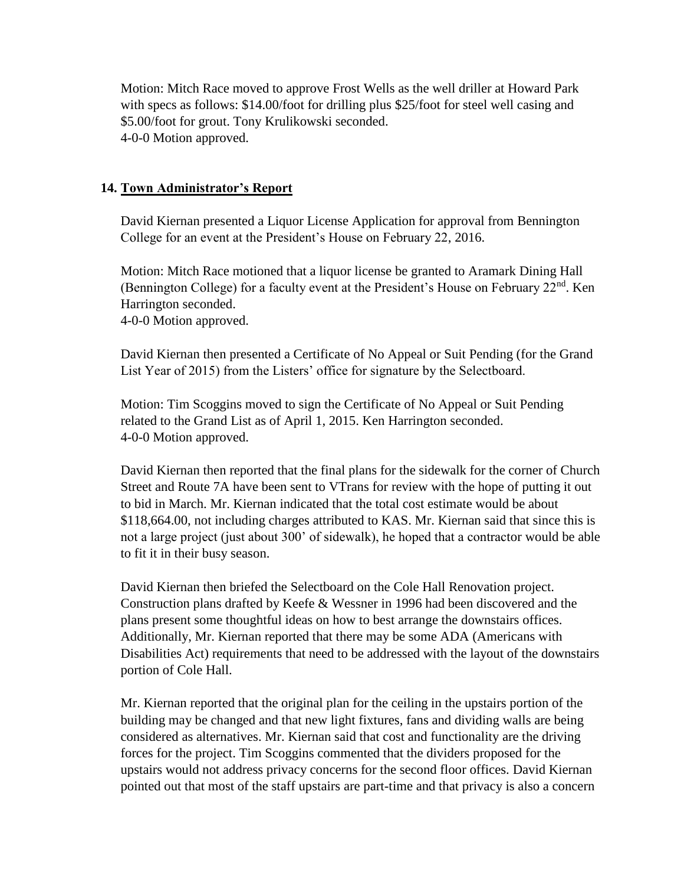Motion: Mitch Race moved to approve Frost Wells as the well driller at Howard Park with specs as follows: \$14.00/foot for drilling plus \$25/foot for steel well casing and \$5.00/foot for grout. Tony Krulikowski seconded.
4-0-0 Motion approved.

## 14. <u>Town Administrator's Report</u>

David Kiernan presented a Liquor License Application for approval from Bennington College for an event at the President's House on February 22, 2016.

Motion: Mitch Race motioned that a liquor license be granted to Aramark Dining Hall (Bennington College) for a faculty event at the President's House on February 22nd. Ken Harrington seconded.
4-0-0 Motion approved.

David Kiernan then presented a Certificate of No Appeal or Suit Pending (for the Grand List Year of 2015) from the Listers' office for signature by the Selectboard.

Motion: Tim Scoggins moved to sign the Certificate of No Appeal or Suit Pending related to the Grand List as of April 1, 2015. Ken Harrington seconded.
4-0-0 Motion approved.

David Kiernan then reported that the final plans for the sidewalk for the corner of Church Street and Route 7A have been sent to VTrans for review with the hope of putting it out to bid in March. Mr. Kiernan indicated that the total cost estimate would be about \$118,664.00, not including charges attributed to KAS. Mr. Kiernan said that since this is not a large project (just about 300' of sidewalk), he hoped that a contractor would be able to fit it in their busy season.

David Kiernan then briefed the Selectboard on the Cole Hall Renovation project. Construction plans drafted by Keefe & Wessner in 1996 had been discovered and the plans present some thoughtful ideas on how to best arrange the downstairs offices. Additionally, Mr. Kiernan reported that there may be some ADA (Americans with Disabilities Act) requirements that need to be addressed with the layout of the downstairs portion of Cole Hall.

Mr. Kiernan reported that the original plan for the ceiling in the upstairs portion of the building may be changed and that new light fixtures, fans and dividing walls are being considered as alternatives. Mr. Kiernan said that cost and functionality are the driving forces for the project. Tim Scoggins commented that the dividers proposed for the upstairs would not address privacy concerns for the second floor offices. David Kiernan pointed out that most of the staff upstairs are part-time and that privacy is also a concern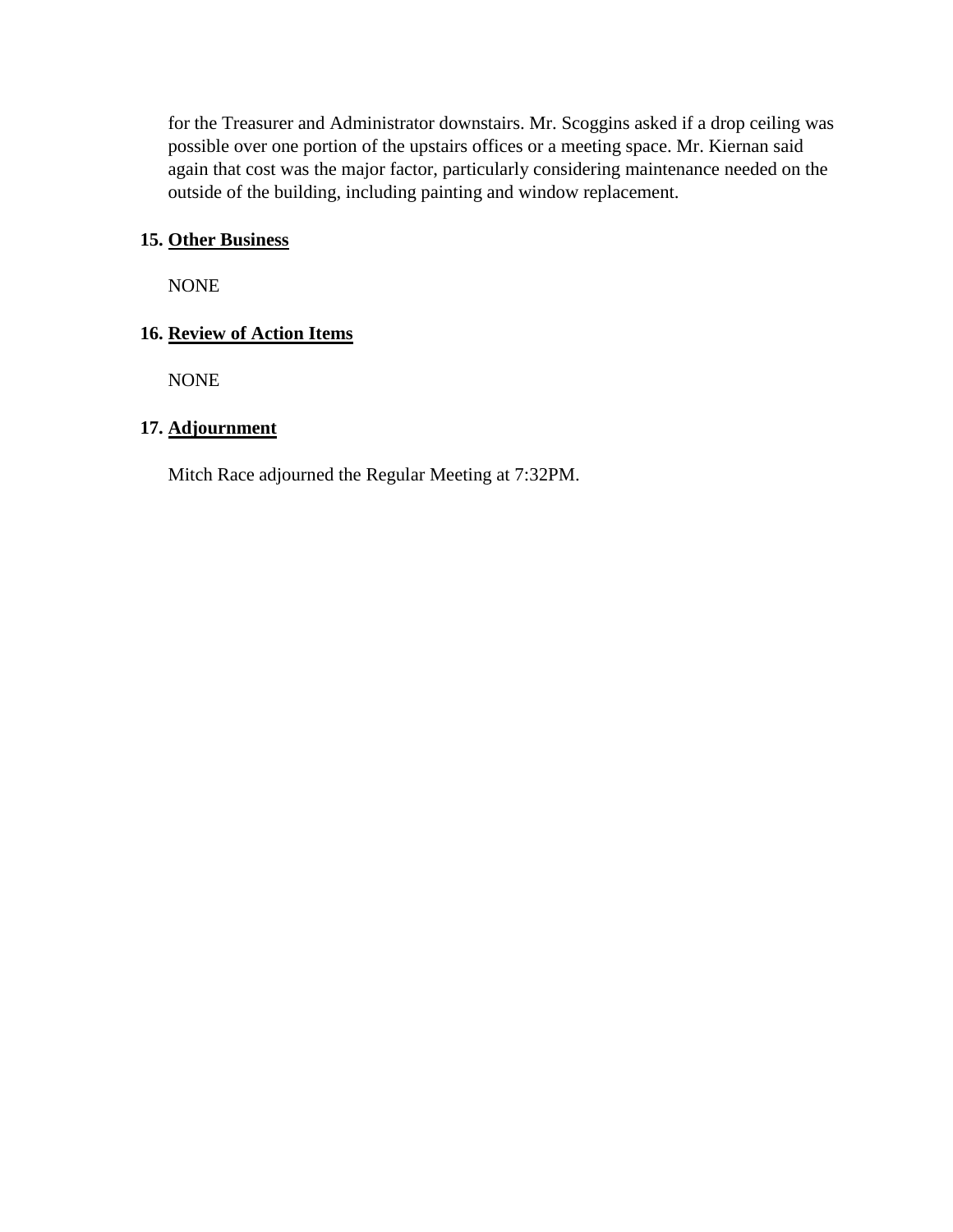for the Treasurer and Administrator downstairs. Mr. Scoggins asked if a drop ceiling was possible over one portion of the upstairs offices or a meeting space. Mr. Kiernan said again that cost was the major factor, particularly considering maintenance needed on the outside of the building, including painting and window replacement.

**15. <u>Other Business</u>**

NONE

**16. <u>Review of Action Items</u>**

NONE

**17. <u>Adjournment</u>**

Mitch Race adjourned the Regular Meeting at 7:32PM.